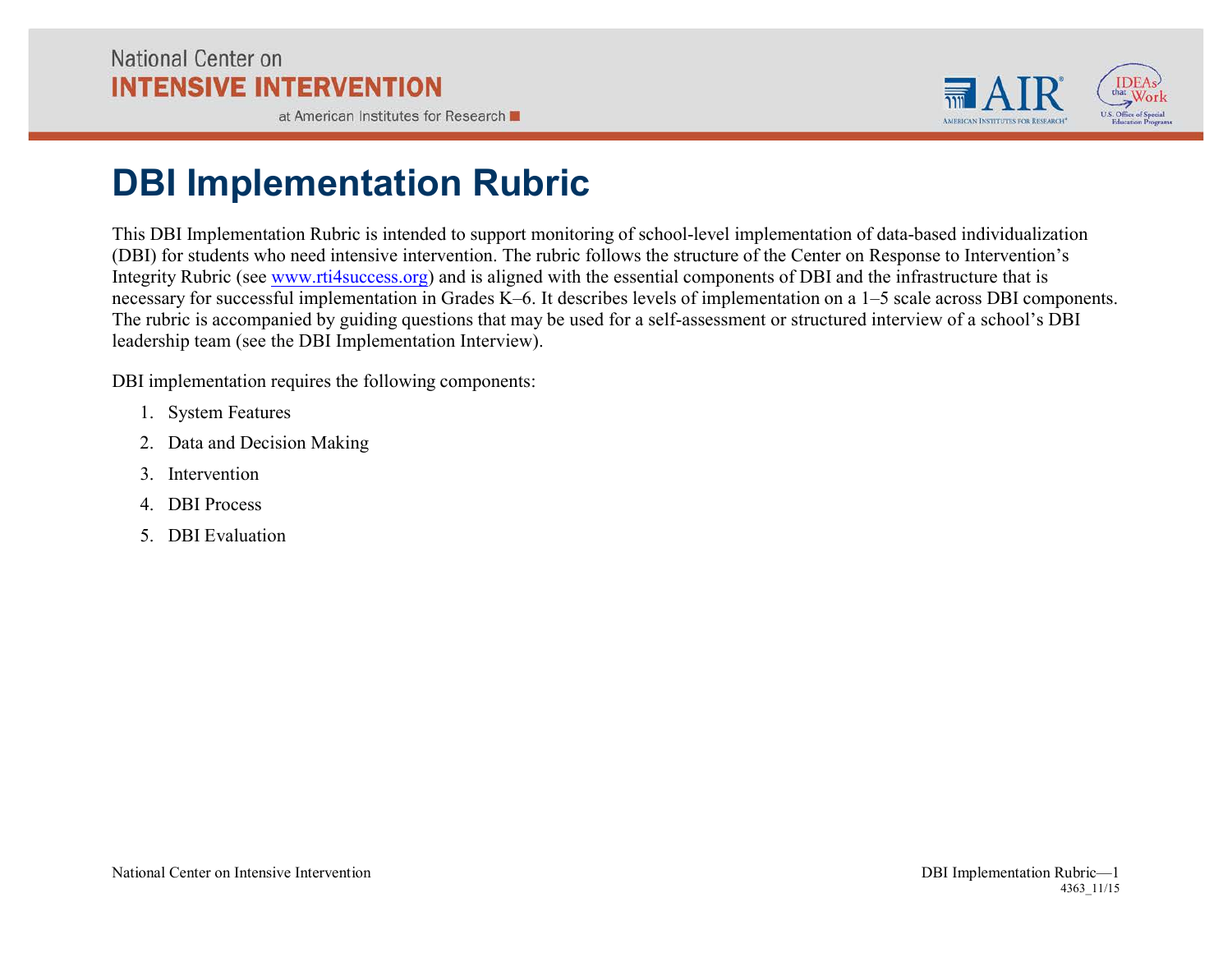# DBI Implementation Rubric

This DBI Implementation Rubric is intended to support monitoring of school-level implementation of data-based individualization (DBI) for students who need intensive intervention. The rubric follows the structure of the Center on Response to Intervention's Integrity Rubric (see www.rti4success.org) and is aligned with the essential components of DBI and the infrastructure that is necessary for successful implementation in Grades K–6. It describes levels of implementation on a 1–5 scale across DBI components. The rubric is accompanied by guiding questions that may be used for a self-assessment or structured interview of a school's DBI leadership team (see the DBI Implementation Interview).

DBI implementation requires the following components:

1. System Features
2. Data and Decision Making
3. Intervention
4. DBI Process
5. DBI Evaluation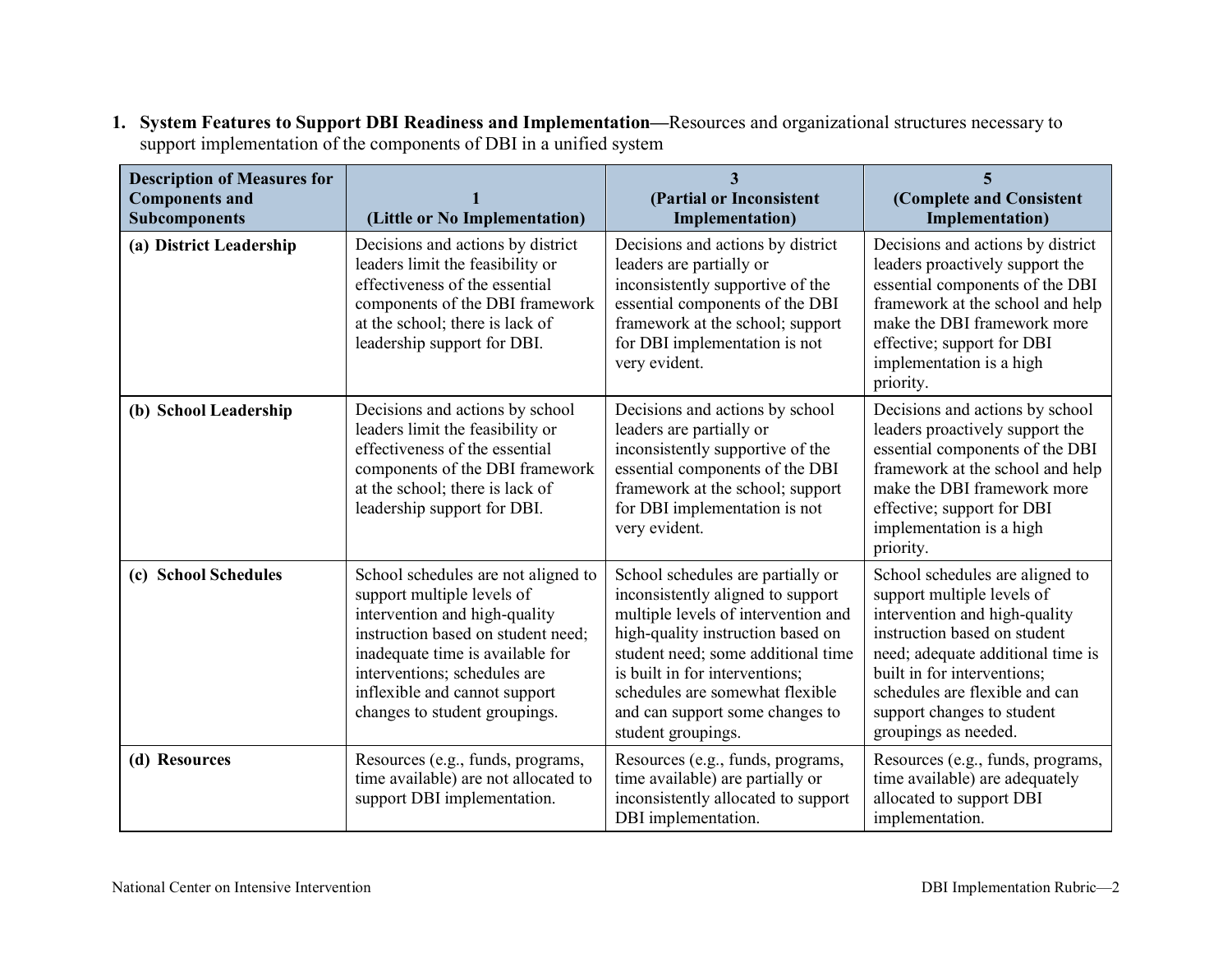1. **System Features to Support DBI Readiness and Implementation—**Resources and organizational structures necessary to support implementation of the components of DBI in a unified system

| Description of Measures for Components and Subcomponents | 1 (Little or No Implementation) | 3 (Partial or Inconsistent Implementation) | 5 (Complete and Consistent Implementation) |
|---|---|---|---|
| **(a) District Leadership** | Decisions and actions by district leaders limit the feasibility or effectiveness of the essential components of the DBI framework at the school; there is lack of leadership support for DBI. | Decisions and actions by district leaders are partially or inconsistently supportive of the essential components of the DBI framework at the school; support for DBI implementation is not very evident. | Decisions and actions by district leaders proactively support the essential components of the DBI framework at the school and help make the DBI framework more effective; support for DBI implementation is a high priority. |
| **(b) School Leadership** | Decisions and actions by school leaders limit the feasibility or effectiveness of the essential components of the DBI framework at the school; there is lack of leadership support for DBI. | Decisions and actions by school leaders are partially or inconsistently supportive of the essential components of the DBI framework at the school; support for DBI implementation is not very evident. | Decisions and actions by school leaders proactively support the essential components of the DBI framework at the school and help make the DBI framework more effective; support for DBI implementation is a high priority. |
| **(c) School Schedules** | School schedules are not aligned to support multiple levels of intervention and high-quality instruction based on student need; inadequate time is available for interventions; schedules are inflexible and cannot support changes to student groupings. | School schedules are partially or inconsistently aligned to support multiple levels of intervention and high-quality instruction based on student need; some additional time is built in for interventions; schedules are somewhat flexible and can support some changes to student groupings. | School schedules are aligned to support multiple levels of intervention and high-quality instruction based on student need; adequate additional time is built in for interventions; schedules are flexible and can support changes to student groupings as needed. |
| **(d) Resources** | Resources (e.g., funds, programs, time available) are not allocated to support DBI implementation. | Resources (e.g., funds, programs, time available) are partially or inconsistently allocated to support DBI implementation. | Resources (e.g., funds, programs, time available) are adequately allocated to support DBI implementation. |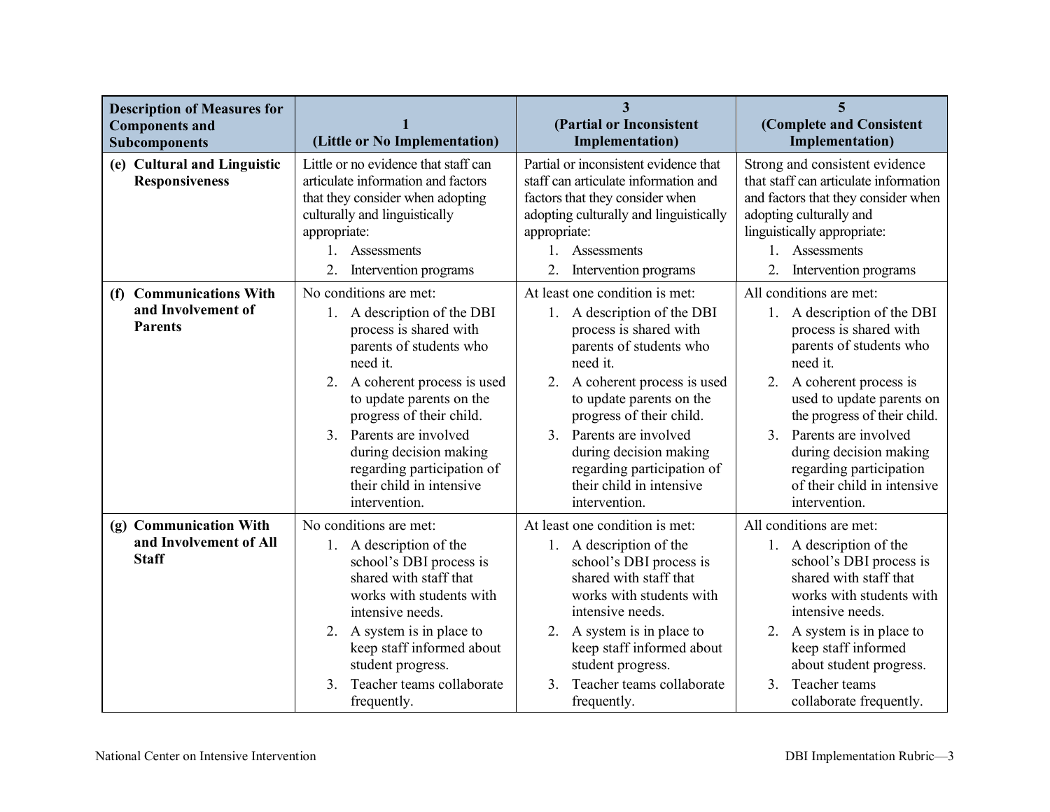| Description of Measures for Components and Subcomponents | 1 (Little or No Implementation) | 3 (Partial or Inconsistent Implementation) | 5 (Complete and Consistent Implementation) |
|---|---|---|---|
| **(e) Cultural and Linguistic Responsiveness** | Little or no evidence that staff can articulate information and factors that they consider when adopting culturally and linguistically appropriate: 1. Assessments 2. Intervention programs | Partial or inconsistent evidence that staff can articulate information and factors that they consider when adopting culturally and linguistically appropriate: 1. Assessments 2. Intervention programs | Strong and consistent evidence that staff can articulate information and factors that they consider when adopting culturally and linguistically appropriate: 1. Assessments 2. Intervention programs |
| **(f) Communications With and Involvement of Parents** | No conditions are met: 1. A description of the DBI process is shared with parents of students who need it. 2. A coherent process is used to update parents on the progress of their child. 3. Parents are involved during decision making regarding participation of their child in intensive intervention. | At least one condition is met: 1. A description of the DBI process is shared with parents of students who need it. 2. A coherent process is used to update parents on the progress of their child. 3. Parents are involved during decision making regarding participation of their child in intensive intervention. | All conditions are met: 1. A description of the DBI process is shared with parents of students who need it. 2. A coherent process is used to update parents on the progress of their child. 3. Parents are involved during decision making regarding participation of their child in intensive intervention. |
| **(g) Communication With and Involvement of All Staff** | No conditions are met: 1. A description of the school's DBI process is shared with staff that works with students with intensive needs. 2. A system is in place to keep staff informed about student progress. 3. Teacher teams collaborate frequently. | At least one condition is met: 1. A description of the school's DBI process is shared with staff that works with students with intensive needs. 2. A system is in place to keep staff informed about student progress. 3. Teacher teams collaborate frequently. | All conditions are met: 1. A description of the school's DBI process is shared with staff that works with students with intensive needs. 2. A system is in place to keep staff informed about student progress. 3. Teacher teams collaborate frequently. |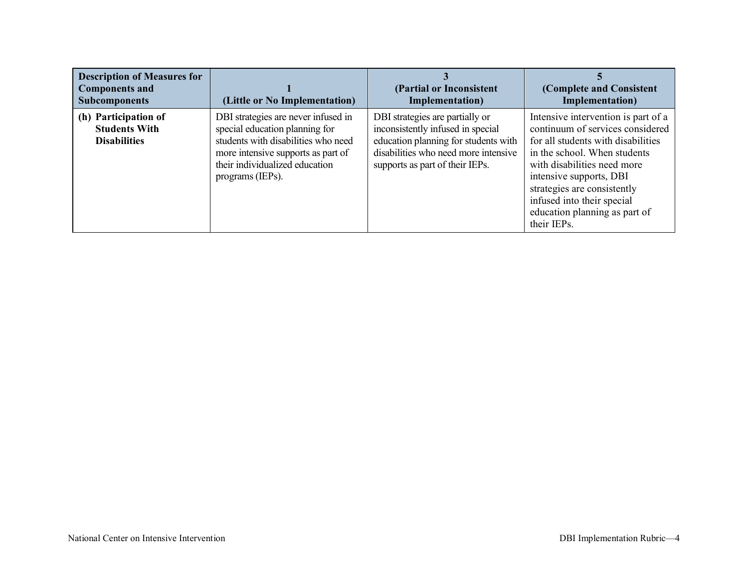| Description of Measures for Components and Subcomponents | 1 (Little or No Implementation) | 3 (Partial or Inconsistent Implementation) | 5 (Complete and Consistent Implementation) |
|---|---|---|---|
| **(h) Participation of Students With Disabilities** | DBI strategies are never infused in special education planning for students with disabilities who need more intensive supports as part of their individualized education programs (IEPs). | DBI strategies are partially or inconsistently infused in special education planning for students with disabilities who need more intensive supports as part of their IEPs. | Intensive intervention is part of a continuum of services considered for all students with disabilities in the school. When students with disabilities need more intensive supports, DBI strategies are consistently infused into their special education planning as part of their IEPs. |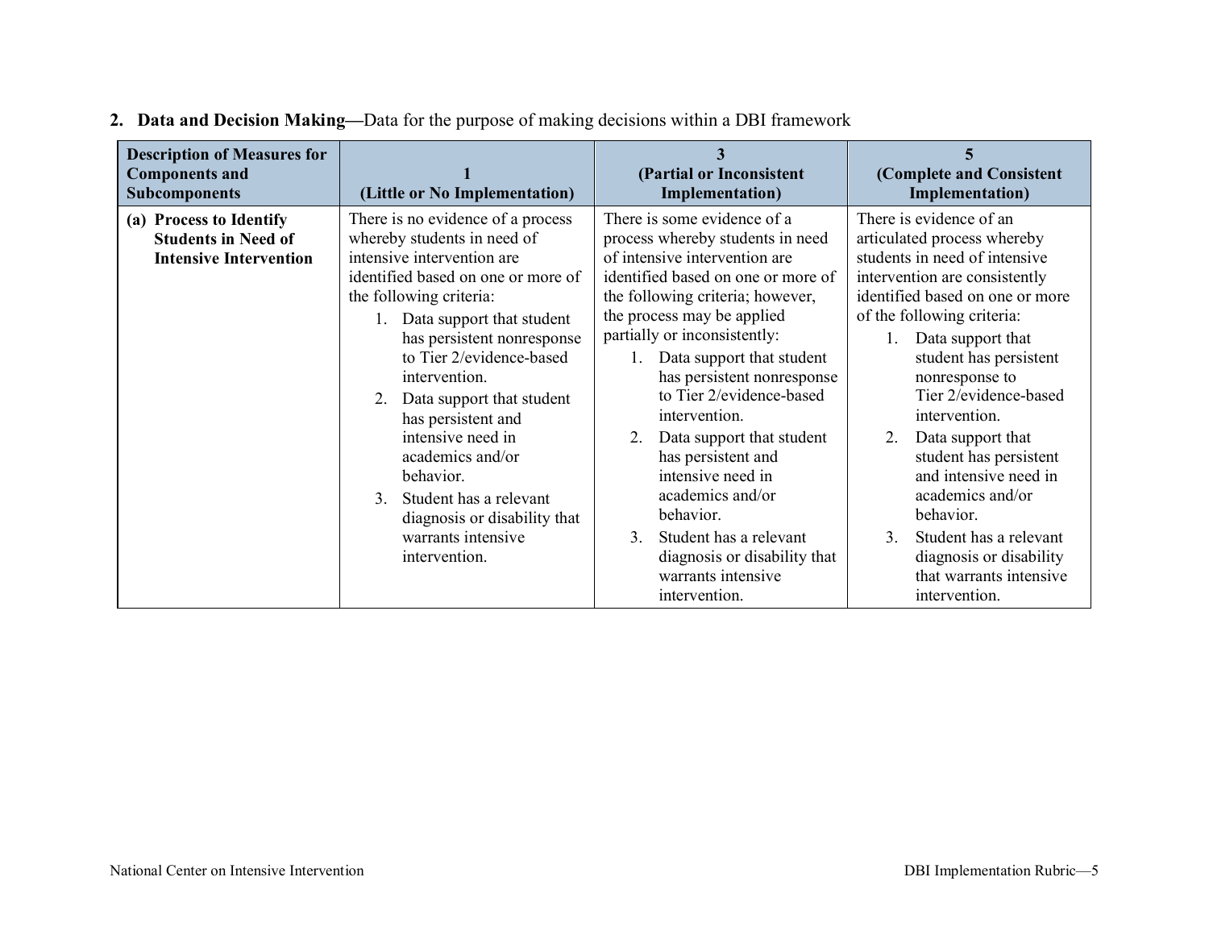## 2. Data and Decision Making—Data for the purpose of making decisions within a DBI framework

| Description of Measures for Components and Subcomponents | 1 (Little or No Implementation) | 3 (Partial or Inconsistent Implementation) | 5 (Complete and Consistent Implementation) |
|---|---|---|---|
| **(a) Process to Identify Students in Need of Intensive Intervention** | There is no evidence of a process whereby students in need of intensive intervention are identified based on one or more of the following criteria:<br>1. Data support that student has persistent nonresponse to Tier 2/evidence-based intervention.<br>2. Data support that student has persistent and intensive need in academics and/or behavior.<br>3. Student has a relevant diagnosis or disability that warrants intensive intervention. | There is some evidence of a process whereby students in need of intensive intervention are identified based on one or more of the following criteria; however, the process may be applied partially or inconsistently:<br>1. Data support that student has persistent nonresponse to Tier 2/evidence-based intervention.<br>2. Data support that student has persistent and intensive need in academics and/or behavior.<br>3. Student has a relevant diagnosis or disability that warrants intensive intervention. | There is evidence of an articulated process whereby students in need of intensive intervention are consistently identified based on one or more of the following criteria:<br>1. Data support that student has persistent nonresponse to Tier 2/evidence-based intervention.<br>2. Data support that student has persistent and intensive need in academics and/or behavior.<br>3. Student has a relevant diagnosis or disability that warrants intensive intervention. |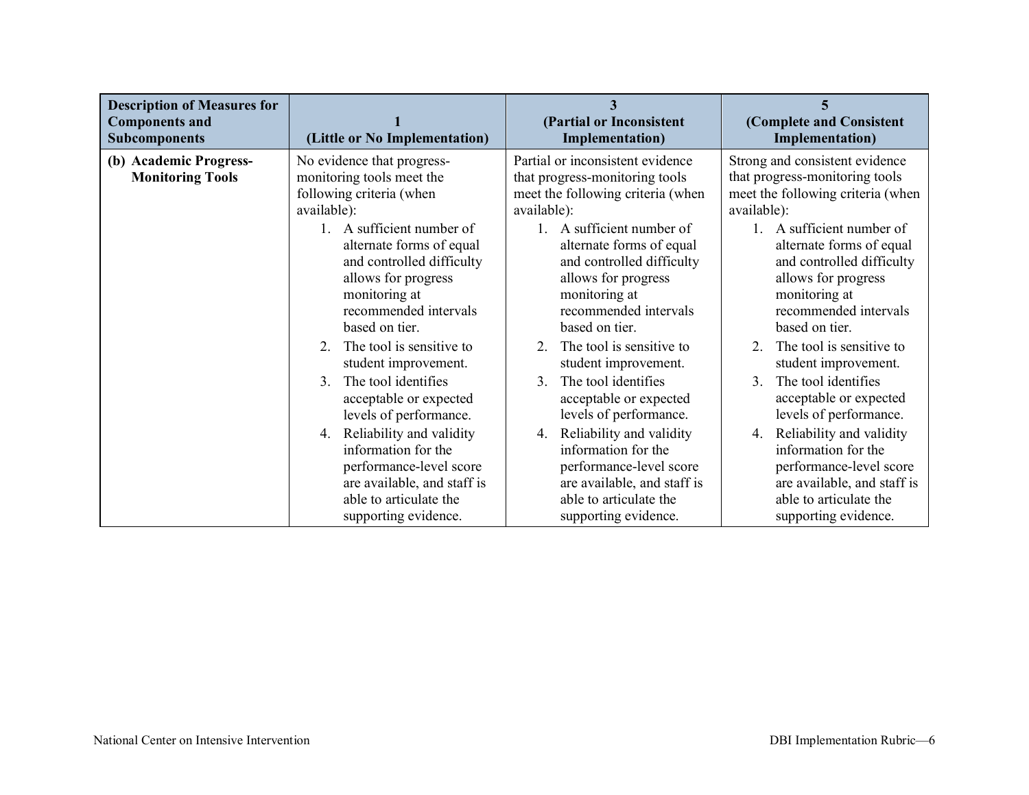| Description of Measures for Components and Subcomponents | 1 (Little or No Implementation) | 3 (Partial or Inconsistent Implementation) | 5 (Complete and Consistent Implementation) |
| --- | --- | --- | --- |
| **(b) Academic Progress-Monitoring Tools** | No evidence that progress-monitoring tools meet the following criteria (when available):<br>1. A sufficient number of alternate forms of equal and controlled difficulty allows for progress monitoring at recommended intervals based on tier.<br>2. The tool is sensitive to student improvement.<br>3. The tool identifies acceptable or expected levels of performance.<br>4. Reliability and validity information for the performance-level score are available, and staff is able to articulate the supporting evidence. | Partial or inconsistent evidence that progress-monitoring tools meet the following criteria (when available):<br>1. A sufficient number of alternate forms of equal and controlled difficulty allows for progress monitoring at recommended intervals based on tier.<br>2. The tool is sensitive to student improvement.<br>3. The tool identifies acceptable or expected levels of performance.<br>4. Reliability and validity information for the performance-level score are available, and staff is able to articulate the supporting evidence. | Strong and consistent evidence that progress-monitoring tools meet the following criteria (when available):<br>1. A sufficient number of alternate forms of equal and controlled difficulty allows for progress monitoring at recommended intervals based on tier.<br>2. The tool is sensitive to student improvement.<br>3. The tool identifies acceptable or expected levels of performance.<br>4. Reliability and validity information for the performance-level score are available, and staff is able to articulate the supporting evidence. |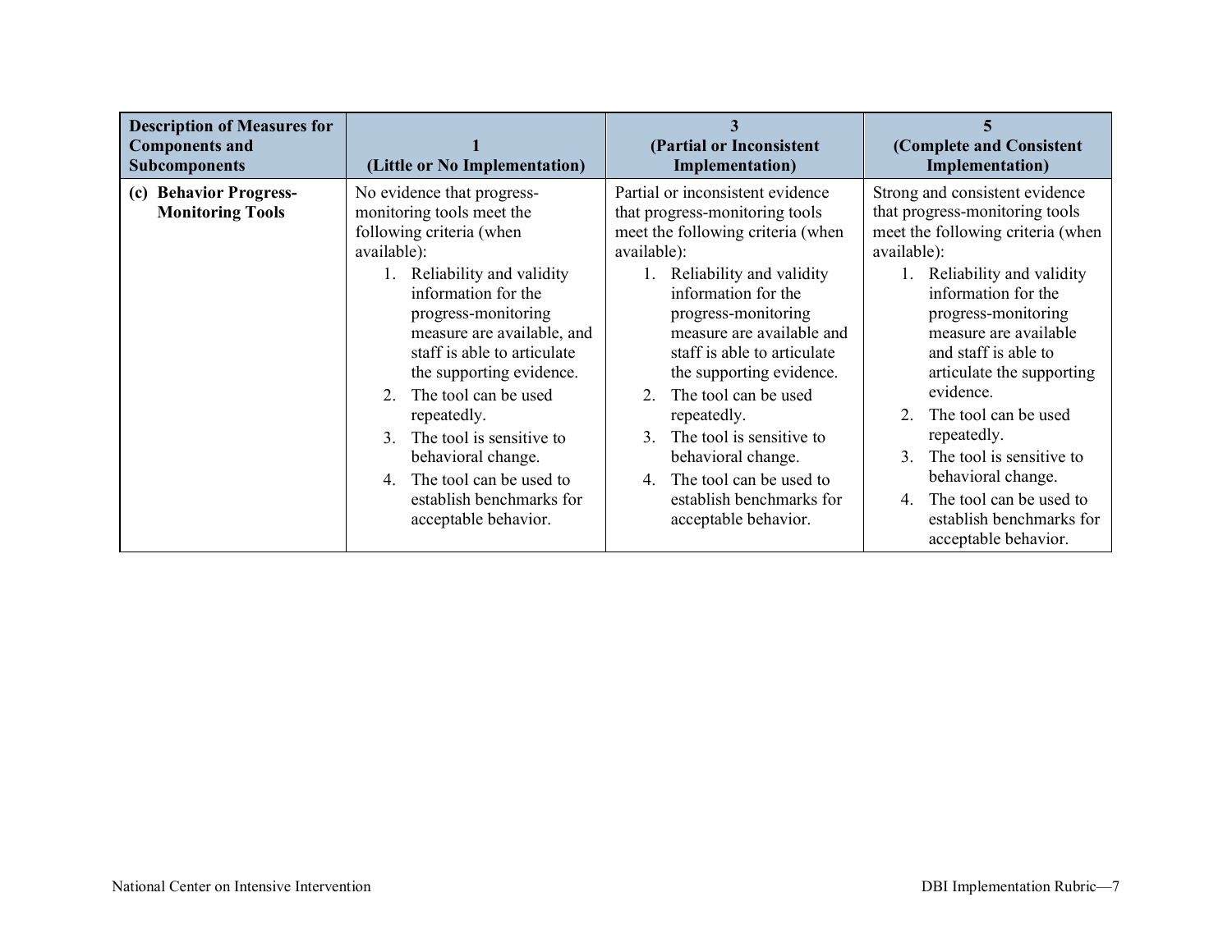| Description of Measures for Components and Subcomponents | 1 (Little or No Implementation) | 3 (Partial or Inconsistent Implementation) | 5 (Complete and Consistent Implementation) |
|---|---|---|---|
| **(c) Behavior Progress-Monitoring Tools** | No evidence that progress-monitoring tools meet the following criteria (when available):<br>1. Reliability and validity information for the progress-monitoring measure are available, and staff is able to articulate the supporting evidence.<br>2. The tool can be used repeatedly.<br>3. The tool is sensitive to behavioral change.<br>4. The tool can be used to establish benchmarks for acceptable behavior. | Partial or inconsistent evidence that progress-monitoring tools meet the following criteria (when available):<br>1. Reliability and validity information for the progress-monitoring measure are available and staff is able to articulate the supporting evidence.<br>2. The tool can be used repeatedly.<br>3. The tool is sensitive to behavioral change.<br>4. The tool can be used to establish benchmarks for acceptable behavior. | Strong and consistent evidence that progress-monitoring tools meet the following criteria (when available):<br>1. Reliability and validity information for the progress-monitoring measure are available and staff is able to articulate the supporting evidence.<br>2. The tool can be used repeatedly.<br>3. The tool is sensitive to behavioral change.<br>4. The tool can be used to establish benchmarks for acceptable behavior. |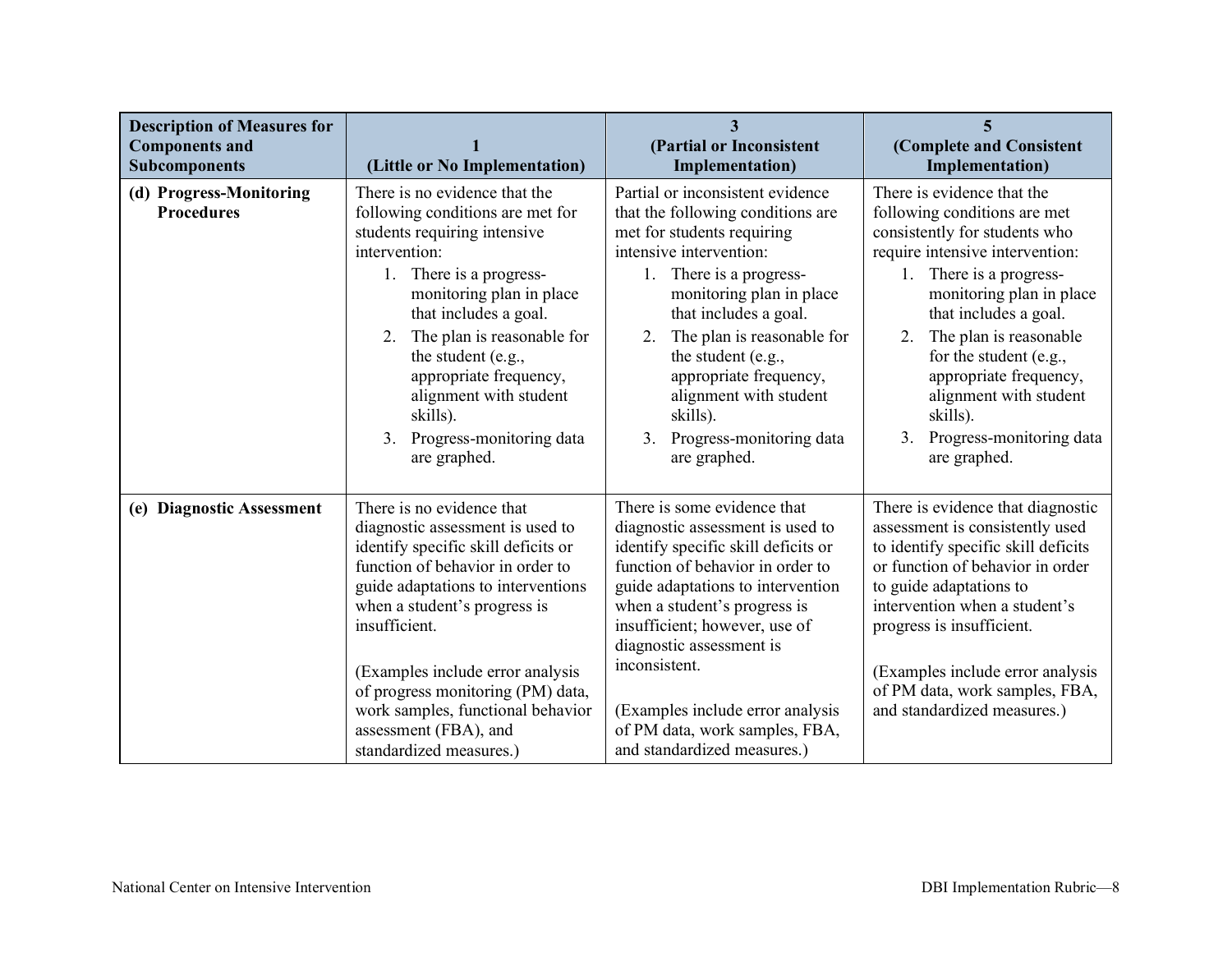| Description of Measures for Components and Subcomponents | 1 (Little or No Implementation) | 3 (Partial or Inconsistent Implementation) | 5 (Complete and Consistent Implementation) |
|---|---|---|---|
| **(d) Progress-Monitoring Procedures** | There is no evidence that the following conditions are met for students requiring intensive intervention: 1. There is a progress-monitoring plan in place that includes a goal. 2. The plan is reasonable for the student (e.g., appropriate frequency, alignment with student skills). 3. Progress-monitoring data are graphed. | Partial or inconsistent evidence that the following conditions are met for students requiring intensive intervention: 1. There is a progress-monitoring plan in place that includes a goal. 2. The plan is reasonable for the student (e.g., appropriate frequency, alignment with student skills). 3. Progress-monitoring data are graphed. | There is evidence that the following conditions are met consistently for students who require intensive intervention: 1. There is a progress-monitoring plan in place that includes a goal. 2. The plan is reasonable for the student (e.g., appropriate frequency, alignment with student skills). 3. Progress-monitoring data are graphed. |
| **(e) Diagnostic Assessment** | There is no evidence that diagnostic assessment is used to identify specific skill deficits or function of behavior in order to guide adaptations to interventions when a student's progress is insufficient. (Examples include error analysis of progress monitoring (PM) data, work samples, functional behavior assessment (FBA), and standardized measures.) | There is some evidence that diagnostic assessment is used to identify specific skill deficits or function of behavior in order to guide adaptations to intervention when a student's progress is insufficient; however, use of diagnostic assessment is inconsistent. (Examples include error analysis of PM data, work samples, FBA, and standardized measures.) | There is evidence that diagnostic assessment is consistently used to identify specific skill deficits or function of behavior in order to guide adaptations to intervention when a student's progress is insufficient. (Examples include error analysis of PM data, work samples, FBA, and standardized measures.) |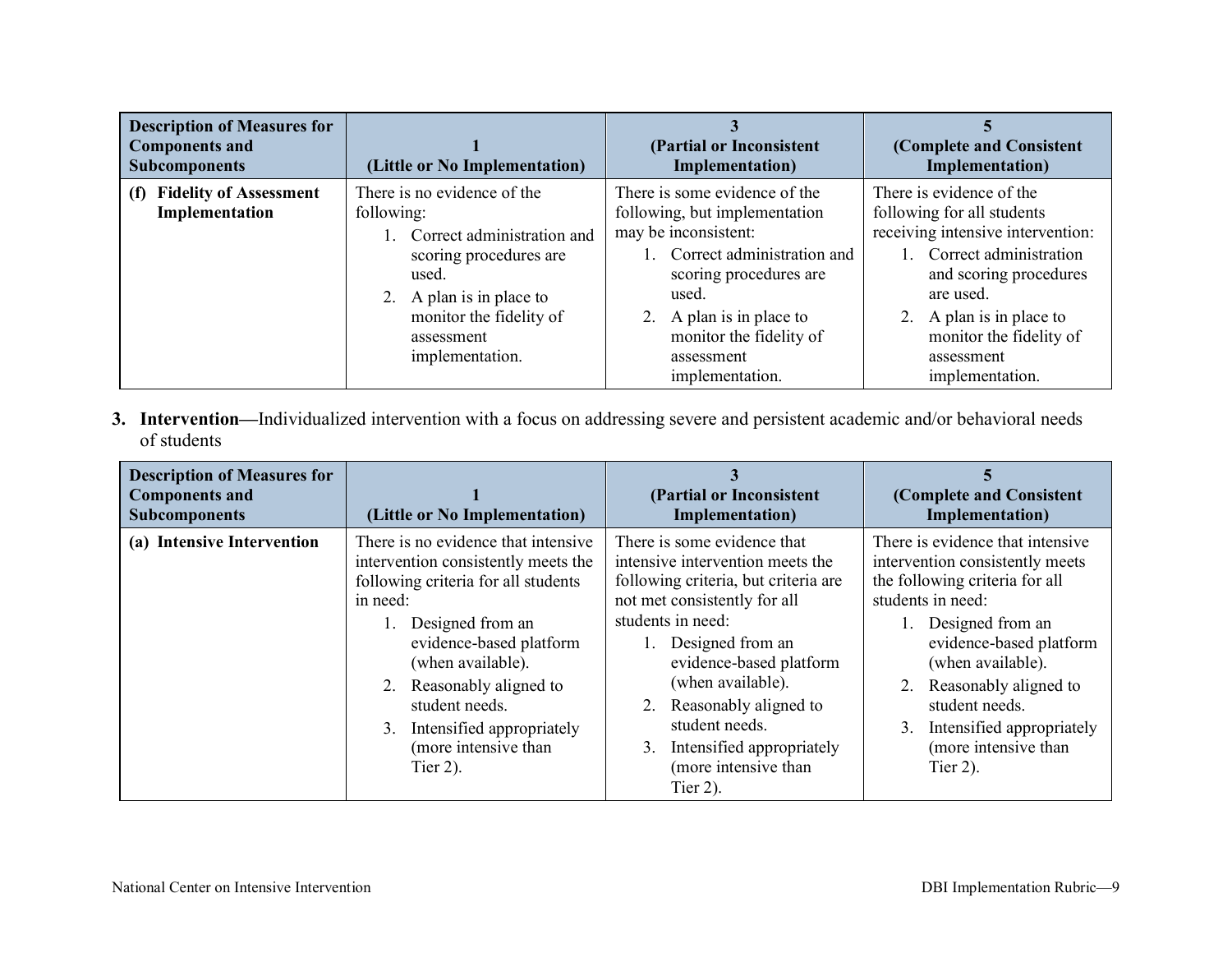| Description of Measures for Components and Subcomponents | 1 (Little or No Implementation) | 3 (Partial or Inconsistent Implementation) | 5 (Complete and Consistent Implementation) |
|---|---|---|---|
| **(f) Fidelity of Assessment Implementation** | There is no evidence of the following:<br>1. Correct administration and scoring procedures are used.<br>2. A plan is in place to monitor the fidelity of assessment implementation. | There is some evidence of the following, but implementation may be inconsistent:<br>1. Correct administration and scoring procedures are used.<br>2. A plan is in place to monitor the fidelity of assessment implementation. | There is evidence of the following for all students receiving intensive intervention:<br>1. Correct administration and scoring procedures are used.<br>2. A plan is in place to monitor the fidelity of assessment implementation. |

3. **Intervention—**Individualized intervention with a focus on addressing severe and persistent academic and/or behavioral needs of students

| Description of Measures for Components and Subcomponents | 1 (Little or No Implementation) | 3 (Partial or Inconsistent Implementation) | 5 (Complete and Consistent Implementation) |
|---|---|---|---|
| **(a) Intensive Intervention** | There is no evidence that intensive intervention consistently meets the following criteria for all students in need:<br>1. Designed from an evidence-based platform (when available).<br>2. Reasonably aligned to student needs.<br>3. Intensified appropriately (more intensive than Tier 2). | There is some evidence that intensive intervention meets the following criteria, but criteria are not met consistently for all students in need:<br>1. Designed from an evidence-based platform (when available).<br>2. Reasonably aligned to student needs.<br>3. Intensified appropriately (more intensive than Tier 2). | There is evidence that intensive intervention consistently meets the following criteria for all students in need:<br>1. Designed from an evidence-based platform (when available).<br>2. Reasonably aligned to student needs.<br>3. Intensified appropriately (more intensive than Tier 2). |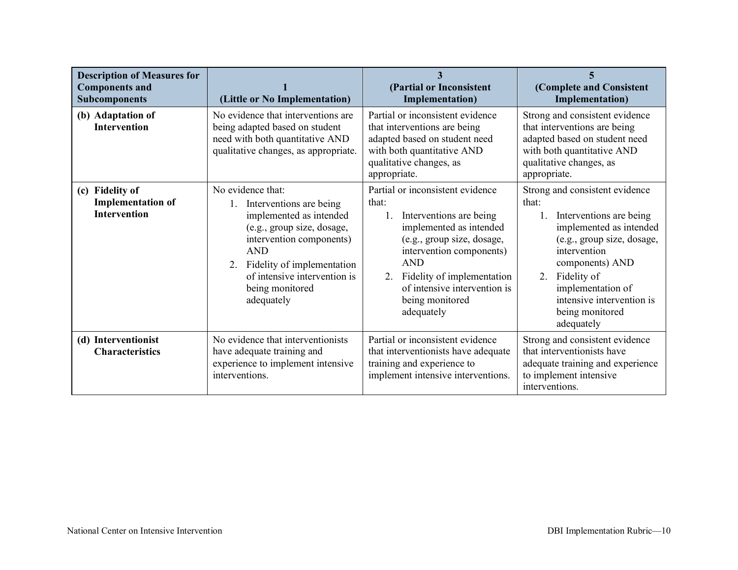| Description of Measures for Components and Subcomponents | 1 (Little or No Implementation) | 3 (Partial or Inconsistent Implementation) | 5 (Complete and Consistent Implementation) |
|---|---|---|---|
| **(b) Adaptation of Intervention** | No evidence that interventions are being adapted based on student need with both quantitative AND qualitative changes, as appropriate. | Partial or inconsistent evidence that interventions are being adapted based on student need with both quantitative AND qualitative changes, as appropriate. | Strong and consistent evidence that interventions are being adapted based on student need with both quantitative AND qualitative changes, as appropriate. |
| **(c) Fidelity of Implementation of Intervention** | No evidence that: 1. Interventions are being implemented as intended (e.g., group size, dosage, intervention components) AND 2. Fidelity of implementation of intensive intervention is being monitored adequately | Partial or inconsistent evidence that: 1. Interventions are being implemented as intended (e.g., group size, dosage, intervention components) AND 2. Fidelity of implementation of intensive intervention is being monitored adequately | Strong and consistent evidence that: 1. Interventions are being implemented as intended (e.g., group size, dosage, intervention components) AND 2. Fidelity of implementation of intensive intervention is being monitored adequately |
| **(d) Interventionist Characteristics** | No evidence that interventionists have adequate training and experience to implement intensive interventions. | Partial or inconsistent evidence that interventionists have adequate training and experience to implement intensive interventions. | Strong and consistent evidence that interventionists have adequate training and experience to implement intensive interventions. |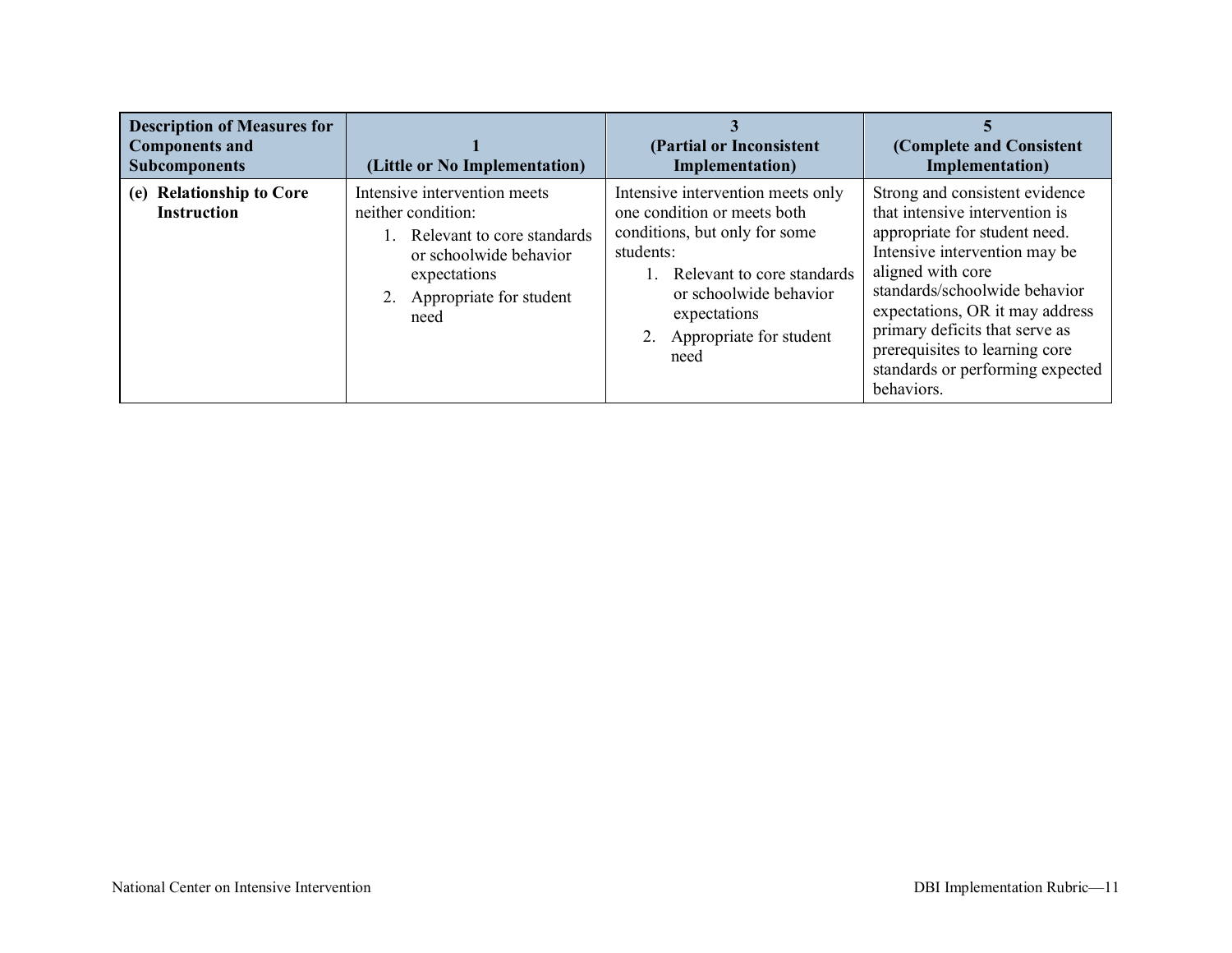| Description of Measures for Components and Subcomponents | 1 (Little or No Implementation) | 3 (Partial or Inconsistent Implementation) | 5 (Complete and Consistent Implementation) |
|---|---|---|---|
| **(e) Relationship to Core Instruction** | Intensive intervention meets neither condition:<br>1. Relevant to core standards or schoolwide behavior expectations<br>2. Appropriate for student need | Intensive intervention meets only one condition or meets both conditions, but only for some students:<br>1. Relevant to core standards or schoolwide behavior expectations<br>2. Appropriate for student need | Strong and consistent evidence that intensive intervention is appropriate for student need. Intensive intervention may be aligned with core standards/schoolwide behavior expectations, OR it may address primary deficits that serve as prerequisites to learning core standards or performing expected behaviors. |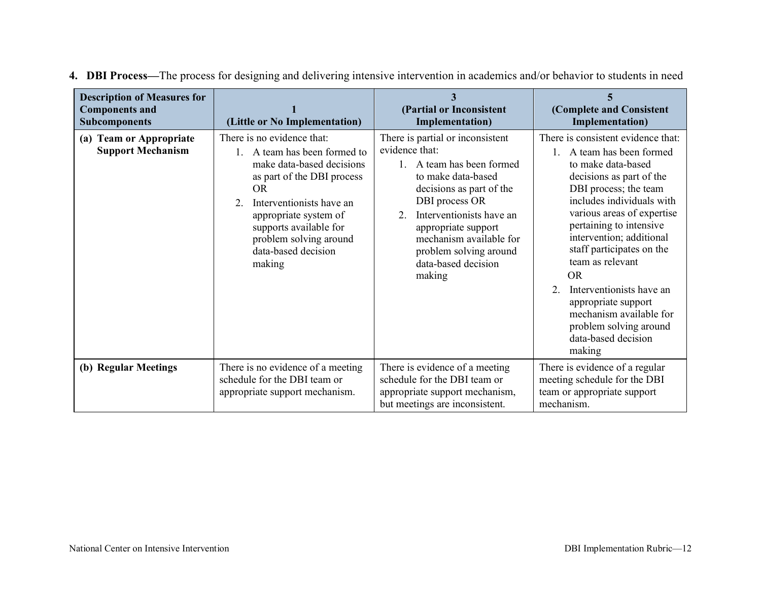**4. DBI Process—**The process for designing and delivering intensive intervention in academics and/or behavior to students in need

| Description of Measures for Components and Subcomponents | 1 (Little or No Implementation) | 3 (Partial or Inconsistent Implementation) | 5 (Complete and Consistent Implementation) |
|---|---|---|---|
| **(a) Team or Appropriate Support Mechanism** | There is no evidence that: 1. A team has been formed to make data-based decisions as part of the DBI process OR 2. Interventionists have an appropriate system of supports available for problem solving around data-based decision making | There is partial or inconsistent evidence that: 1. A team has been formed to make data-based decisions as part of the DBI process OR 2. Interventionists have an appropriate support mechanism available for problem solving around data-based decision making | There is consistent evidence that: 1. A team has been formed to make data-based decisions as part of the DBI process; the team includes individuals with various areas of expertise pertaining to intensive intervention; additional staff participates on the team as relevant OR 2. Interventionists have an appropriate support mechanism available for problem solving around data-based decision making |
| **(b) Regular Meetings** | There is no evidence of a meeting schedule for the DBI team or appropriate support mechanism. | There is evidence of a meeting schedule for the DBI team or appropriate support mechanism, but meetings are inconsistent. | There is evidence of a regular meeting schedule for the DBI team or appropriate support mechanism. |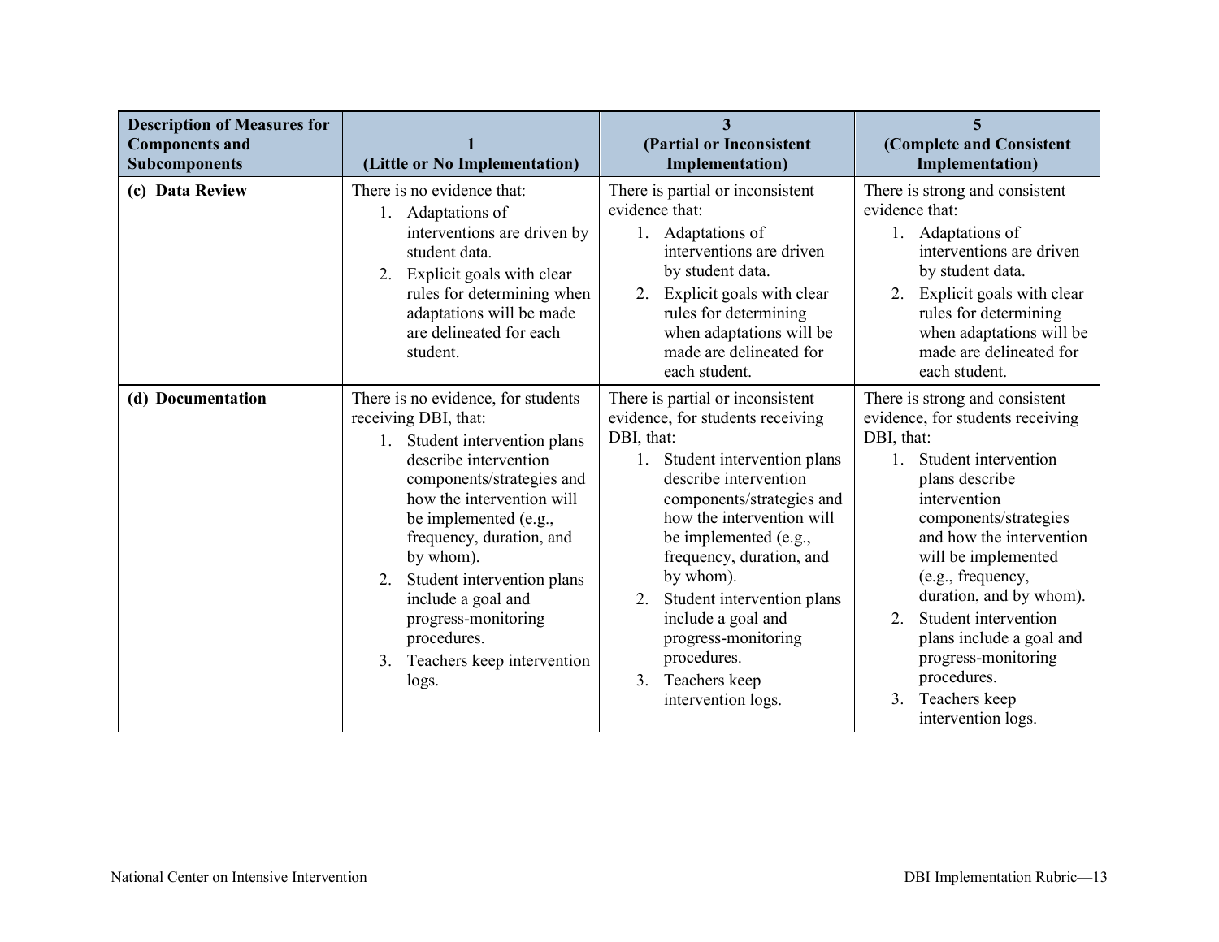| Description of Measures for Components and Subcomponents | 1 (Little or No Implementation) | 3 (Partial or Inconsistent Implementation) | 5 (Complete and Consistent Implementation) |
|---|---|---|---|
| **(c) Data Review** | There is no evidence that:<br>1. Adaptations of interventions are driven by student data.<br>2. Explicit goals with clear rules for determining when adaptations will be made are delineated for each student. | There is partial or inconsistent evidence that:<br>1. Adaptations of interventions are driven by student data.<br>2. Explicit goals with clear rules for determining when adaptations will be made are delineated for each student. | There is strong and consistent evidence that:<br>1. Adaptations of interventions are driven by student data.<br>2. Explicit goals with clear rules for determining when adaptations will be made are delineated for each student. |
| **(d) Documentation** | There is no evidence, for students receiving DBI, that:<br>1. Student intervention plans describe intervention components/strategies and how the intervention will be implemented (e.g., frequency, duration, and by whom).<br>2. Student intervention plans include a goal and progress-monitoring procedures.<br>3. Teachers keep intervention logs. | There is partial or inconsistent evidence, for students receiving DBI, that:<br>1. Student intervention plans describe intervention components/strategies and how the intervention will be implemented (e.g., frequency, duration, and by whom).<br>2. Student intervention plans include a goal and progress-monitoring procedures.<br>3. Teachers keep intervention logs. | There is strong and consistent evidence, for students receiving DBI, that:<br>1. Student intervention plans describe intervention components/strategies and how the intervention will be implemented (e.g., frequency, duration, and by whom).<br>2. Student intervention plans include a goal and progress-monitoring procedures.<br>3. Teachers keep intervention logs. |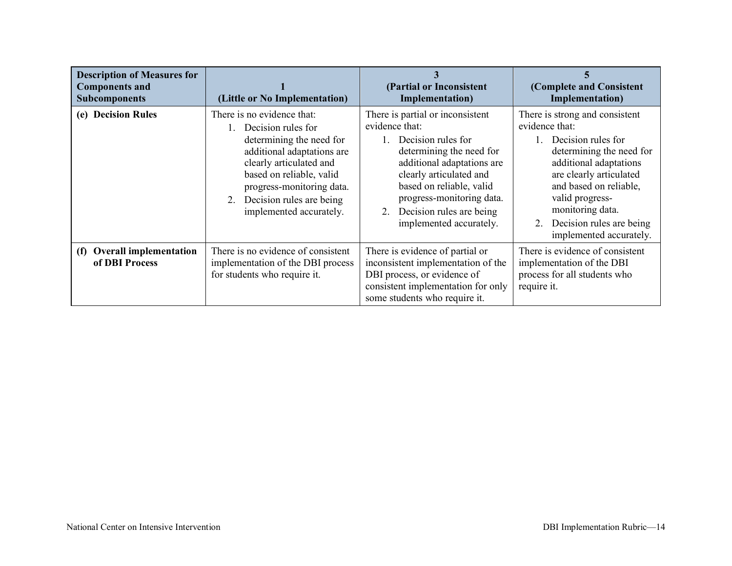| Description of Measures for Components and Subcomponents | 1 (Little or No Implementation) | 3 (Partial or Inconsistent Implementation) | 5 (Complete and Consistent Implementation) |
|---|---|---|---|
| **(e) Decision Rules** | There is no evidence that: 1. Decision rules for determining the need for additional adaptations are clearly articulated and based on reliable, valid progress-monitoring data. 2. Decision rules are being implemented accurately. | There is partial or inconsistent evidence that: 1. Decision rules for determining the need for additional adaptations are clearly articulated and based on reliable, valid progress-monitoring data. 2. Decision rules are being implemented accurately. | There is strong and consistent evidence that: 1. Decision rules for determining the need for additional adaptations are clearly articulated and based on reliable, valid progress-monitoring data. 2. Decision rules are being implemented accurately. |
| **(f) Overall implementation of DBI Process** | There is no evidence of consistent implementation of the DBI process for students who require it. | There is evidence of partial or inconsistent implementation of the DBI process, or evidence of consistent implementation for only some students who require it. | There is evidence of consistent implementation of the DBI process for all students who require it. |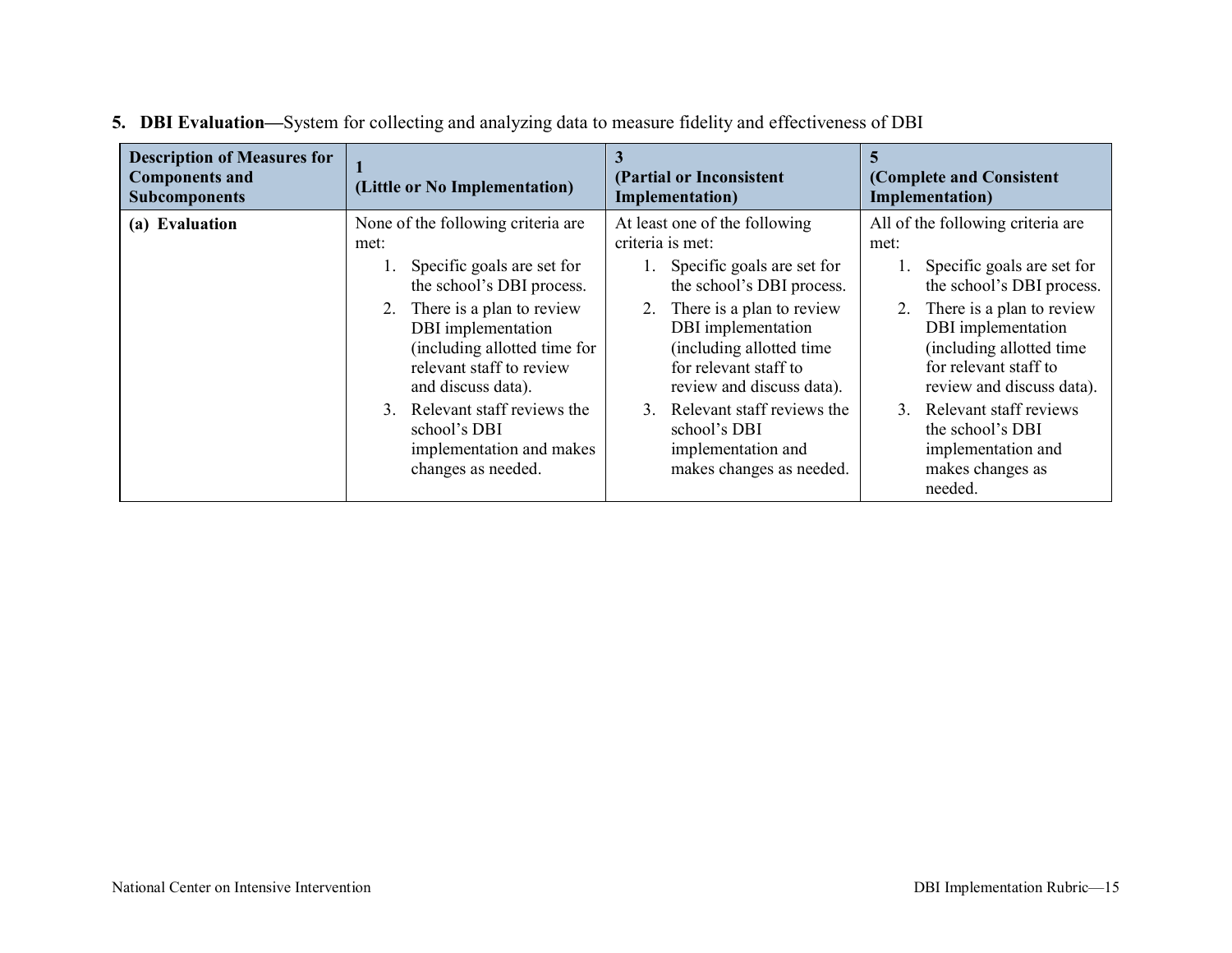**5. DBI Evaluation—**System for collecting and analyzing data to measure fidelity and effectiveness of DBI

| Description of Measures for Components and Subcomponents | 1 (Little or No Implementation) | 3 (Partial or Inconsistent Implementation) | 5 (Complete and Consistent Implementation) |
|---|---|---|---|
| **(a) Evaluation** | None of the following criteria are met:<br>1. Specific goals are set for the school's DBI process.<br>2. There is a plan to review DBI implementation (including allotted time for relevant staff to review and discuss data).<br>3. Relevant staff reviews the school's DBI implementation and makes changes as needed. | At least one of the following criteria is met:<br>1. Specific goals are set for the school's DBI process.<br>2. There is a plan to review DBI implementation (including allotted time for relevant staff to review and discuss data).<br>3. Relevant staff reviews the school's DBI implementation and makes changes as needed. | All of the following criteria are met:<br>1. Specific goals are set for the school's DBI process.<br>2. There is a plan to review DBI implementation (including allotted time for relevant staff to review and discuss data).<br>3. Relevant staff reviews the school's DBI implementation and makes changes as needed. |